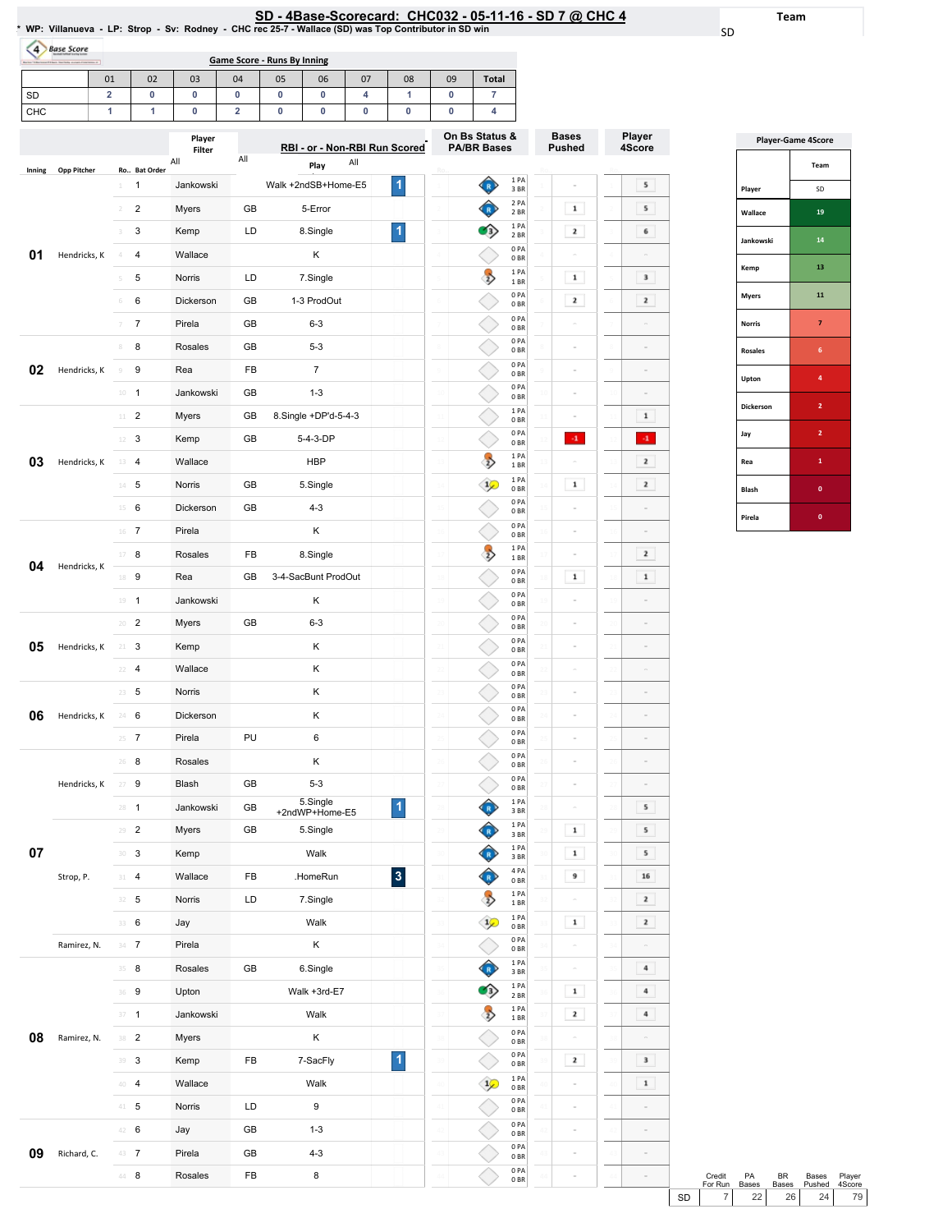# SD - 4Base-Scorecard: CHC032 - 05-11-16 - SD 7 @ CHC 4

\* WP: Villanueva - LP: Strop - Sv: Rodney - CHC rec 25-7 - Wallace (SD) was Top Contributor in SD win

**Team:** SD

## Game Score - Runs By Inning

| | 01 | 02 | 03 | 04 | 05 | 06 | 07 | 08 | 09 | Total |
|---|---|---|---|---|---|---|---|---|---|---|
| SD | 2 | 0 | 0 | 0 | 0 | 0 | 4 | 1 | 0 | 7 |
| CHC | 1 | 1 | 0 | 2 | 0 | 0 | 0 | 1 | 0 | 4 |

| Inning | Opp Pitcher | Ro.. | Bat Order | Player | | RBI - or - Non-RBI Run Scored Play | RBI | On Bs Status & PA/BR Bases | Bases Pushed | Player 4Score |
|---|---|---|---|---|---|---|---|---|---|---|
| 01 | Hendricks, K | 1 | 1 | Jankowski | | Walk +2ndSB+Home-E5 | 1 | 1 PA 3 BR | - | 5 |
| | | 2 | 2 | Myers | GB | 5-Error | | 2 PA 2 BR | 1 | 5 |
| | | 3 | 3 | Kemp | LD | 8.Single | 1 | 1 PA 2 BR | 2 | 6 |
| | | 4 | 4 | Wallace | | K | | 0 PA 0 BR | - | - |
| | | 5 | 5 | Norris | LD | 7.Single | | 1 PA 1 BR | 1 | 3 |
| | | 6 | 6 | Dickerson | GB | 1-3 ProdOut | | 0 PA 0 BR | 2 | 2 |
| | | 7 | 7 | Pirela | GB | 6-3 | | 0 PA 0 BR | - | - |
| 02 | Hendricks, K | 8 | 8 | Rosales | GB | 5-3 | | 0 PA 0 BR | - | - |
| | | 9 | 9 | Rea | FB | 7 | | 0 PA 0 BR | - | - |
| | | 10 | 1 | Jankowski | GB | 1-3 | | 0 PA 0 BR | - | - |
| 03 | Hendricks, K | 11 | 2 | Myers | GB | 8.Single +DP'd-5-4-3 | | 1 PA 0 BR | - | 1 |
| | | 12 | 3 | Kemp | GB | 5-4-3-DP | | 0 PA 0 BR | -1 | -1 |
| | | 13 | 4 | Wallace | | HBP | | 1 PA 1 BR | - | 2 |
| | | 14 | 5 | Norris | GB | 5.Single | | 1 PA 0 BR | 1 | 2 |
| | | 15 | 6 | Dickerson | GB | 4-3 | | 0 PA 0 BR | - | - |
| 04 | Hendricks, K | 16 | 7 | Pirela | | K | | 0 PA 0 BR | - | - |
| | | 17 | 8 | Rosales | FB | 8.Single | | 1 PA 1 BR | - | 2 |
| | | 18 | 9 | Rea | GB | 3-4-SacBunt ProdOut | | 0 PA 0 BR | 1 | 1 |
| | | 19 | 1 | Jankowski | | K | | 0 PA 0 BR | - | - |
| 05 | Hendricks, K | 20 | 2 | Myers | GB | 6-3 | | 0 PA 0 BR | - | - |
| | | 21 | 3 | Kemp | | K | | 0 PA 0 BR | - | - |
| | | 22 | 4 | Wallace | | K | | 0 PA 0 BR | - | - |
| 06 | Hendricks, K | 23 | 5 | Norris | | K | | 0 PA 0 BR | - | - |
| | | 24 | 6 | Dickerson | | K | | 0 PA 0 BR | - | - |
| | | 25 | 7 | Pirela | PU | 6 | | 0 PA 0 BR | - | - |
| 07 | Hendricks, K | 26 | 8 | Rosales | | K | | 0 PA 0 BR | - | - |
| | | 27 | 9 | Blash | GB | 5-3 | | 0 PA 0 BR | - | - |
| | Strop, P. | 28 | 1 | Jankowski | GB | 5.Single +2ndWP+Home-E5 | 1 | 1 PA 3 BR | - | 5 |
| | | 29 | 2 | Myers | GB | 5.Single | | 1 PA 3 BR | 1 | 5 |
| | | 30 | 3 | Kemp | | Walk | | 1 PA 3 BR | 1 | 5 |
| | | 31 | 4 | Wallace | FB | .HomeRun | 3 | 4 PA 0 BR | 9 | 16 |
| | | 32 | 5 | Norris | LD | 7.Single | | 1 PA 1 BR | - | 2 |
| | | 33 | 6 | Jay | | Walk | | 1 PA 0 BR | 1 | 2 |
| | Ramirez, N. | 34 | 7 | Pirela | | K | | 0 PA 0 BR | - | - |
| 08 | Ramirez, N. | 35 | 8 | Rosales | GB | 6.Single | | 1 PA 3 BR | - | 4 |
| | | 36 | 9 | Upton | | Walk +3rd-E7 | | 1 PA 2 BR | 1 | 4 |
| | | 37 | 1 | Jankowski | | Walk | | 1 PA 1 BR | 2 | 4 |
| | | 38 | 2 | Myers | | K | | 0 PA 0 BR | - | - |
| | | 39 | 3 | Kemp | FB | 7-SacFly | 1 | 0 PA 0 BR | 2 | 3 |
| | | 40 | 4 | Wallace | | Walk | | 1 PA 0 BR | - | 1 |
| | | 41 | 5 | Norris | LD | 9 | | 0 PA 0 BR | - | - |
| 09 | Richard, C. | 42 | 6 | Jay | GB | 1-3 | | 0 PA 0 BR | - | - |
| | | 43 | 7 | Pirela | GB | 4-3 | | 0 PA 0 BR | - | - |
| | | 44 | 8 | Rosales | FB | 8 | | 0 PA 0 BR | - | - |

## Player-Game 4Score

| Player | Team SD |
|---|---|
| Wallace | 19 |
| Jankowski | 14 |
| Kemp | 13 |
| Myers | 11 |
| Norris | 7 |
| Rosales | 6 |
| Upton | 4 |
| Dickerson | 2 |
| Jay | 2 |
| Rea | 1 |
| Blash | 0 |
| Pirela | 0 |

| | Credit For Run | PA Bases | BR Bases | Bases Pushed | Player 4Score |
|---|---|---|---|---|---|
| SD | 7 | 22 | 26 | 24 | 79 |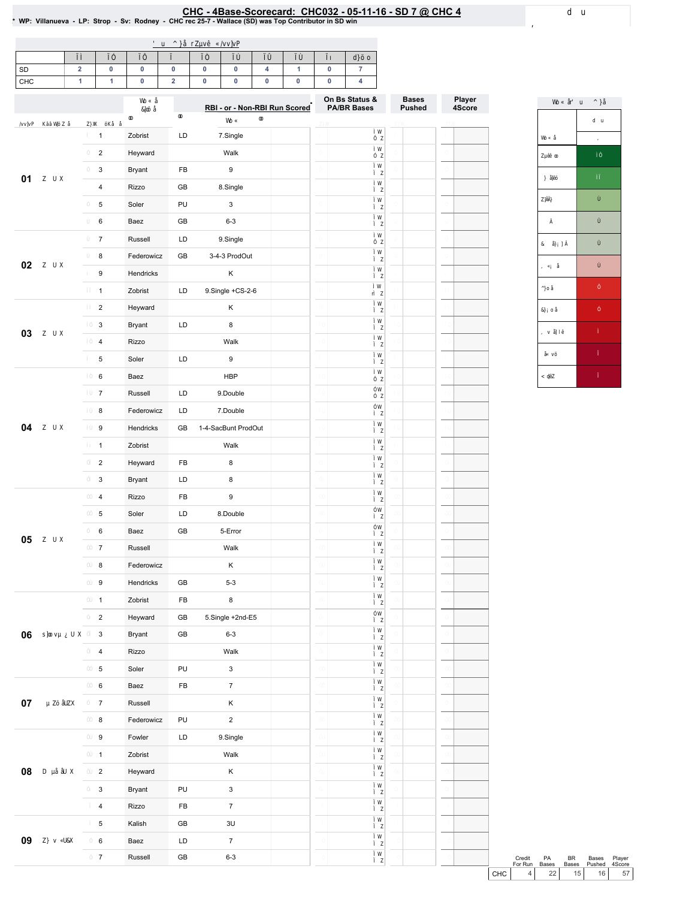## CHC - 4Base-Scorecard: CHC032 - 05-11-16 - SD 7 @ CHC 4

* WP: Villanueva - LP: Strop - Sv: Rodney - CHC rec 25-7 - Wallace (SD) was Top Contributor in SD win

| | 1 | 2 | 3 | 4 | 5 | 6 | 7 | 8 | 9 | Total |
|---|---|---|---|---|---|---|---|---|---|---|
| SD | 2 | 0 | 0 | 0 | 0 | 0 | 4 | 1 | 0 | 7 |
| CHC | 1 | 1 | 0 | 2 | 0 | 0 | 0 | 0 | 0 | 4 |

| Inning | | Batter | Ball | RBI - or - Non-RBI Run Scored | On Bs Status & PA/BR Bases | Bases Pushed | Player 4Score |
|---|---|---|---|---|---|---|---|
| 01 | 1 | Zobrist | LD | 7.Single | | | |
| | 2 | Heyward | | Walk | | | |
| | 3 | Bryant | FB | 9 | | | |
| | 4 | Rizzo | GB | 8.Single | | | |
| | 5 | Soler | PU | 3 | | | |
| | 6 | Baez | GB | 6-3 | | | |
| 02 | 7 | Russell | LD | 9.Single | | | |
| | 8 | Federowicz | GB | 3-4-3 ProdOut | | | |
| | 9 | Hendricks | | K | | | |
| | 1 | Zobrist | LD | 9.Single +CS-2-6 | | | |
| 03 | 2 | Heyward | | K | | | |
| | 3 | Bryant | LD | 8 | | | |
| | 4 | Rizzo | | Walk | | | |
| | 5 | Soler | LD | 9 | | | |
| 04 | 6 | Baez | | HBP | | | |
| | 7 | Russell | LD | 9.Double | | | |
| | 8 | Federowicz | LD | 7.Double | | | |
| | 9 | Hendricks | GB | 1-4-SacBunt ProdOut | | | |
| | 1 | Zobrist | | Walk | | | |
| | 2 | Heyward | FB | 8 | | | |
| | 3 | Bryant | LD | 8 | | | |
| 05 | 4 | Rizzo | FB | 9 | | | |
| | 5 | Soler | LD | 8.Double | | | |
| | 6 | Baez | GB | 5-Error | | | |
| | 7 | Russell | | Walk | | | |
| | 8 | Federowicz | | K | | | |
| | 9 | Hendricks | GB | 5-3 | | | |
| 06 | 1 | Zobrist | FB | 8 | | | |
| | 2 | Heyward | GB | 5.Single +2nd-E5 | | | |
| | 3 | Bryant | GB | 6-3 | | | |
| | 4 | Rizzo | | Walk | | | |
| | 5 | Soler | PU | 3 | | | |
| 07 | 6 | Baez | FB | 7 | | | |
| | 7 | Russell | | K | | | |
| | 8 | Federowicz | PU | 2 | | | |
| 08 | 9 | Fowler | LD | 9.Single | | | |
| | 1 | Zobrist | | Walk | | | |
| | 2 | Heyward | | K | | | |
| | 3 | Bryant | PU | 3 | | | |
| | 4 | Rizzo | FB | 7 | | | |
| 09 | 5 | Kalish | GB | 3U | | | |
| | 6 | Baez | LD | 7 | | | |
| | 7 | Russell | GB | 6-3 | | | |

| | Credit For Run | PA Bases | BR Bases | Bases Pushed | Player 4Score |
|---|---|---|---|---|---|
| CHC | 4 | 22 | 15 | 16 | 57 |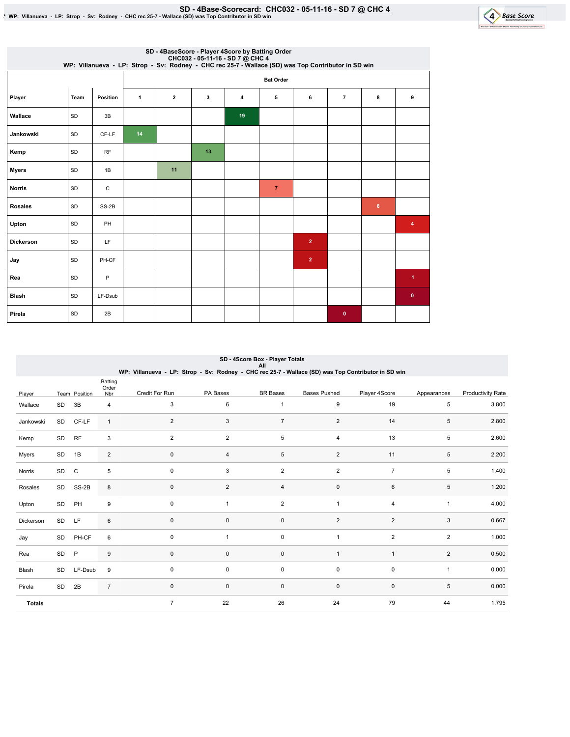## SD - 4Base-Scorecard: CHC032 - 05-11-16 - SD 7 @ CHC 4

* WP: Villanueva - LP: Strop - Sv: Rodney - CHC rec 25-7 - Wallace (SD) was Top Contributor in SD win

### SD - 4BaseScore - Player 4Score by Batting Order
CHC032 - 05-11-16 - SD 7 @ CHC 4
WP: Villanueva - LP: Strop - Sv: Rodney - CHC rec 25-7 - Wallace (SD) was Top Contributor in SD win

| Player | Team | Position | Bat Order 1 | 2 | 3 | 4 | 5 | 6 | 7 | 8 | 9 |
|---|---|---|---|---|---|---|---|---|---|---|---|
| Wallace | SD | 3B | | | | 19 | | | | | |
| Jankowski | SD | CF-LF | 14 | | | | | | | | |
| Kemp | SD | RF | | | 13 | | | | | | |
| Myers | SD | 1B | | 11 | | | | | | | |
| Norris | SD | C | | | | | 7 | | | | |
| Rosales | SD | SS-2B | | | | | | | | 6 | |
| Upton | SD | PH | | | | | | | | | 4 |
| Dickerson | SD | LF | | | | | | 2 | | | |
| Jay | SD | PH-CF | | | | | | 2 | | | |
| Rea | SD | P | | | | | | | | | 1 |
| Blash | SD | LF-Dsub | | | | | | | | | 0 |
| Pirela | SD | 2B | | | | | | | 0 | | |

### SD - 4Score Box - Player Totals
All
WP: Villanueva - LP: Strop - Sv: Rodney - CHC rec 25-7 - Wallace (SD) was Top Contributor in SD win

| Player | Team | Position | Batting Order Nbr | Credit For Run | PA Bases | BR Bases | Bases Pushed | Player 4Score | Appearances | Productivity Rate |
|---|---|---|---|---|---|---|---|---|---|---|
| Wallace | SD | 3B | 4 | 3 | 6 | 1 | 9 | 19 | 5 | 3.800 |
| Jankowski | SD | CF-LF | 1 | 2 | 3 | 7 | 2 | 14 | 5 | 2.800 |
| Kemp | SD | RF | 3 | 2 | 2 | 5 | 4 | 13 | 5 | 2.600 |
| Myers | SD | 1B | 2 | 0 | 4 | 5 | 2 | 11 | 5 | 2.200 |
| Norris | SD | C | 5 | 0 | 3 | 2 | 2 | 7 | 5 | 1.400 |
| Rosales | SD | SS-2B | 8 | 0 | 2 | 4 | 0 | 6 | 5 | 1.200 |
| Upton | SD | PH | 9 | 0 | 1 | 2 | 1 | 4 | 1 | 4.000 |
| Dickerson | SD | LF | 6 | 0 | 0 | 0 | 2 | 2 | 3 | 0.667 |
| Jay | SD | PH-CF | 6 | 0 | 1 | 0 | 1 | 2 | 2 | 1.000 |
| Rea | SD | P | 9 | 0 | 0 | 0 | 1 | 1 | 2 | 0.500 |
| Blash | SD | LF-Dsub | 9 | 0 | 0 | 0 | 0 | 0 | 1 | 0.000 |
| Pirela | SD | 2B | 7 | 0 | 0 | 0 | 0 | 0 | 5 | 0.000 |
| **Totals** | | | | 7 | 22 | 26 | 24 | 79 | 44 | 1.795 |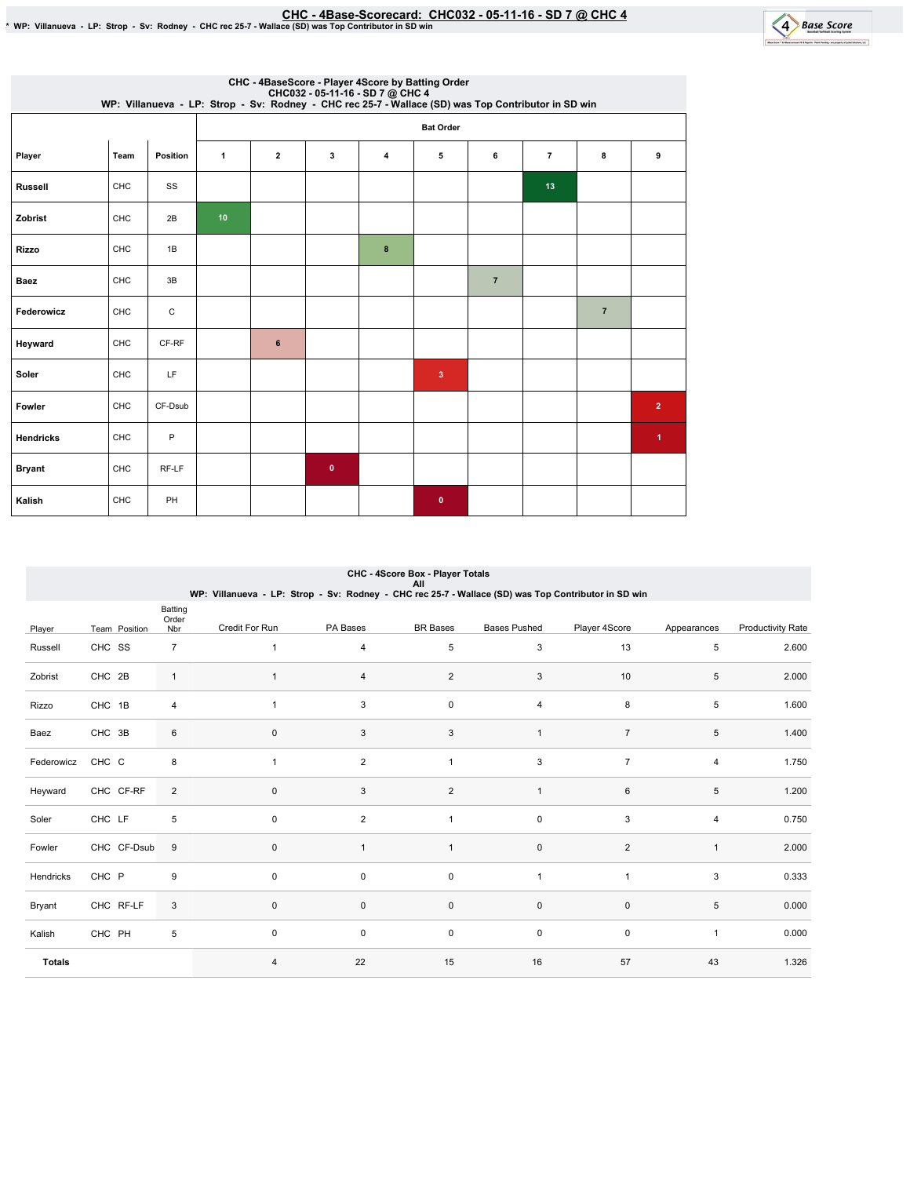# CHC - 4Base-Scorecard: CHC032 - 05-11-16 - SD 7 @ CHC 4

* WP: Villanueva - LP: Strop - Sv: Rodney - CHC rec 25-7 - Wallace (SD) was Top Contributor in SD win

## CHC - 4BaseScore - Player 4Score by Batting Order
CHC032 - 05-11-16 - SD 7 @ CHC 4
WP: Villanueva - LP: Strop - Sv: Rodney - CHC rec 25-7 - Wallace (SD) was Top Contributor in SD win

| Player | Team | Position | Bat Order 1 | 2 | 3 | 4 | 5 | 6 | 7 | 8 | 9 |
|---|---|---|---|---|---|---|---|---|---|---|---|
| Russell | CHC | SS | | | | | | | 13 | | |
| Zobrist | CHC | 2B | 10 | | | | | | | | |
| Rizzo | CHC | 1B | | | | 8 | | | | | |
| Baez | CHC | 3B | | | | | | 7 | | | |
| Federowicz | CHC | C | | | | | | | | 7 | |
| Heyward | CHC | CF-RF | | 6 | | | | | | | |
| Soler | CHC | LF | | | | | 3 | | | | |
| Fowler | CHC | CF-Dsub | | | | | | | | | 2 |
| Hendricks | CHC | P | | | | | | | | | 1 |
| Bryant | CHC | RF-LF | | | 0 | | | | | | |
| Kalish | CHC | PH | | | | | 0 | | | | |

## CHC - 4Score Box - Player Totals
All
WP: Villanueva - LP: Strop - Sv: Rodney - CHC rec 25-7 - Wallace (SD) was Top Contributor in SD win

| Player | Team | Position | Batting Order Nbr | Credit For Run | PA Bases | BR Bases | Bases Pushed | Player 4Score | Appearances | Productivity Rate |
|---|---|---|---|---|---|---|---|---|---|---|
| Russell | CHC | SS | 7 | 1 | 4 | 5 | 3 | 13 | 5 | 2.600 |
| Zobrist | CHC | 2B | 1 | 1 | 4 | 2 | 3 | 10 | 5 | 2.000 |
| Rizzo | CHC | 1B | 4 | 1 | 3 | 0 | 4 | 8 | 5 | 1.600 |
| Baez | CHC | 3B | 6 | 0 | 3 | 3 | 1 | 7 | 5 | 1.400 |
| Federowicz | CHC | C | 8 | 1 | 2 | 1 | 3 | 7 | 4 | 1.750 |
| Heyward | CHC | CF-RF | 2 | 0 | 3 | 2 | 1 | 6 | 5 | 1.200 |
| Soler | CHC | LF | 5 | 0 | 2 | 1 | 0 | 3 | 4 | 0.750 |
| Fowler | CHC | CF-Dsub | 9 | 0 | 1 | 1 | 0 | 2 | 1 | 2.000 |
| Hendricks | CHC | P | 9 | 0 | 0 | 0 | 1 | 1 | 3 | 0.333 |
| Bryant | CHC | RF-LF | 3 | 0 | 0 | 0 | 0 | 0 | 5 | 0.000 |
| Kalish | CHC | PH | 5 | 0 | 0 | 0 | 0 | 0 | 1 | 0.000 |
| **Totals** | | | | 4 | 22 | 15 | 16 | 57 | 43 | 1.326 |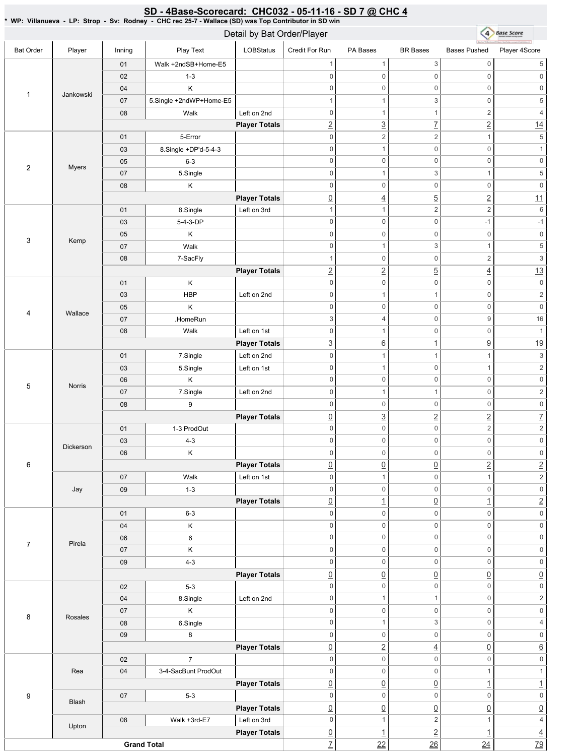## SD - 4Base-Scorecard: CHC032 - 05-11-16 - SD 7 @ CHC 4

* WP: Villanueva - LP: Strop - Sv: Rodney - CHC rec 25-7 - Wallace (SD) was Top Contributor in SD win

### Detail by Bat Order/Player

| Bat Order | Player | Inning | Play Text | LOBStatus | Credit For Run | PA Bases | BR Bases | Bases Pushed | Player 4Score |
|---|---|---|---|---|---|---|---|---|---|
| 1 | Jankowski | 01 | Walk +2ndSB+Home-E5 | | 1 | 1 | 3 | 0 | 5 |
| | | 02 | 1-3 | | 0 | 0 | 0 | 0 | 0 |
| | | 04 | K | | 0 | 0 | 0 | 0 | 0 |
| | | 07 | 5.Single +2ndWP+Home-E5 | | 1 | 1 | 3 | 0 | 5 |
| | | 08 | Walk | Left on 2nd | 0 | 1 | 1 | 2 | 4 |
| | | | | **Player Totals** | 2 | 3 | 7 | 2 | 14 |
| 2 | Myers | 01 | 5-Error | | 0 | 2 | 2 | 1 | 5 |
| | | 03 | 8.Single +DP'd-5-4-3 | | 0 | 1 | 0 | 0 | 1 |
| | | 05 | 6-3 | | 0 | 0 | 0 | 0 | 0 |
| | | 07 | 5.Single | | 0 | 1 | 3 | 1 | 5 |
| | | 08 | K | | 0 | 0 | 0 | 0 | 0 |
| | | | | **Player Totals** | 0 | 4 | 5 | 2 | 11 |
| 3 | Kemp | 01 | 8.Single | Left on 3rd | 1 | 1 | 2 | 2 | 6 |
| | | 03 | 5-4-3-DP | | 0 | 0 | 0 | -1 | -1 |
| | | 05 | K | | 0 | 0 | 0 | 0 | 0 |
| | | 07 | Walk | | 0 | 1 | 3 | 1 | 5 |
| | | 08 | 7-SacFly | | 1 | 0 | 0 | 2 | 3 |
| | | | | **Player Totals** | 2 | 2 | 5 | 4 | 13 |
| 4 | Wallace | 01 | K | | 0 | 0 | 0 | 0 | 0 |
| | | 03 | HBP | Left on 2nd | 0 | 1 | 1 | 0 | 2 |
| | | 05 | K | | 0 | 0 | 0 | 0 | 0 |
| | | 07 | .HomeRun | | 3 | 4 | 0 | 9 | 16 |
| | | 08 | Walk | Left on 1st | 0 | 1 | 0 | 0 | 1 |
| | | | | **Player Totals** | 3 | 6 | 1 | 9 | 19 |
| 5 | Norris | 01 | 7.Single | Left on 2nd | 0 | 1 | 1 | 1 | 3 |
| | | 03 | 5.Single | Left on 1st | 0 | 1 | 0 | 1 | 2 |
| | | 06 | K | | 0 | 0 | 0 | 0 | 0 |
| | | 07 | 7.Single | Left on 2nd | 0 | 1 | 1 | 0 | 2 |
| | | 08 | 9 | | 0 | 0 | 0 | 0 | 0 |
| | | | | **Player Totals** | 0 | 3 | 2 | 2 | 7 |
| 6 | Dickerson | 01 | 1-3 ProdOut | | 0 | 0 | 0 | 2 | 2 |
| | | 03 | 4-3 | | 0 | 0 | 0 | 0 | 0 |
| | | 06 | K | | 0 | 0 | 0 | 0 | 0 |
| | | | | **Player Totals** | 0 | 0 | 0 | 2 | 2 |
| | Jay | 07 | Walk | Left on 1st | 0 | 1 | 0 | 1 | 2 |
| | | 09 | 1-3 | | 0 | 0 | 0 | 0 | 0 |
| | | | | **Player Totals** | 0 | 1 | 0 | 1 | 2 |
| 7 | Pirela | 01 | 6-3 | | 0 | 0 | 0 | 0 | 0 |
| | | 04 | K | | 0 | 0 | 0 | 0 | 0 |
| | | 06 | 6 | | 0 | 0 | 0 | 0 | 0 |
| | | 07 | K | | 0 | 0 | 0 | 0 | 0 |
| | | 09 | 4-3 | | 0 | 0 | 0 | 0 | 0 |
| | | | | **Player Totals** | 0 | 0 | 0 | 0 | 0 |
| 8 | Rosales | 02 | 5-3 | | 0 | 0 | 0 | 0 | 0 |
| | | 04 | 8.Single | Left on 2nd | 0 | 1 | 1 | 0 | 2 |
| | | 07 | K | | 0 | 0 | 0 | 0 | 0 |
| | | 08 | 6.Single | | 0 | 1 | 3 | 0 | 4 |
| | | 09 | 8 | | 0 | 0 | 0 | 0 | 0 |
| | | | | **Player Totals** | 0 | 2 | 4 | 0 | 6 |
| 9 | Rea | 02 | 7 | | 0 | 0 | 0 | 0 | 0 |
| | | 04 | 3-4-SacBunt ProdOut | | 0 | 0 | 0 | 1 | 1 |
| | | | | **Player Totals** | 0 | 0 | 0 | 1 | 1 |
| | Blash | 07 | 5-3 | | 0 | 0 | 0 | 0 | 0 |
| | | | | **Player Totals** | 0 | 0 | 0 | 0 | 0 |
| | Upton | 08 | Walk +3rd-E7 | Left on 3rd | 0 | 1 | 2 | 1 | 4 |
| | | | | **Player Totals** | 0 | 1 | 2 | 1 | 4 |
| **Grand Total** | | | | | 7 | 22 | 26 | 24 | 79 |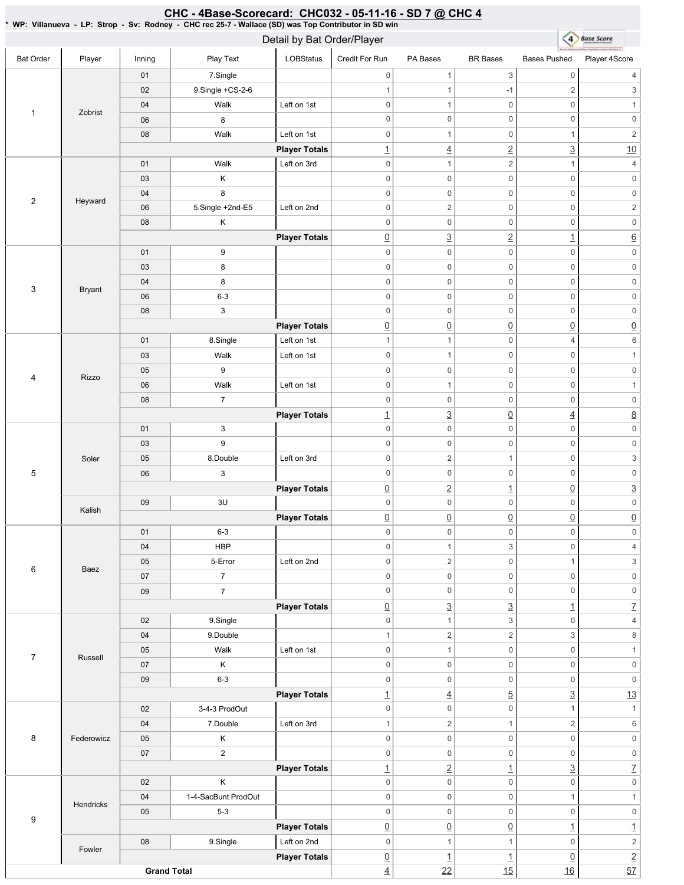## CHC - 4Base-Scorecard: CHC032 - 05-11-16 - SD 7 @ CHC 4

* WP: Villanueva - LP: Strop - Sv: Rodney - CHC rec 25-7 - Wallace (SD) was Top Contributor in SD win

### Detail by Bat Order/Player

| Bat Order | Player | Inning | Play Text | LOBStatus | Credit For Run | PA Bases | BR Bases | Bases Pushed | Player 4Score |
|---|---|---|---|---|---|---|---|---|---|
| 1 | Zobrist | 01 | 7.Single | | 0 | 1 | 3 | 0 | 4 |
| | | 02 | 9.Single +CS-2-6 | | 1 | 1 | -1 | 2 | 3 |
| | | 04 | Walk | Left on 1st | 0 | 1 | 0 | 0 | 1 |
| | | 06 | 8 | | 0 | 0 | 0 | 0 | 0 |
| | | 08 | Walk | Left on 1st | 0 | 1 | 0 | 1 | 2 |
| | | | | **Player Totals** | 1 | 4 | 2 | 3 | 10 |
| 2 | Heyward | 01 | Walk | Left on 3rd | 0 | 1 | 2 | 1 | 4 |
| | | 03 | K | | 0 | 0 | 0 | 0 | 0 |
| | | 04 | 8 | | 0 | 0 | 0 | 0 | 0 |
| | | 06 | 5.Single +2nd-E5 | Left on 2nd | 0 | 2 | 0 | 0 | 2 |
| | | 08 | K | | 0 | 0 | 0 | 0 | 0 |
| | | | | **Player Totals** | 0 | 3 | 2 | 1 | 6 |
| 3 | Bryant | 01 | 9 | | 0 | 0 | 0 | 0 | 0 |
| | | 03 | 8 | | 0 | 0 | 0 | 0 | 0 |
| | | 04 | 8 | | 0 | 0 | 0 | 0 | 0 |
| | | 06 | 6-3 | | 0 | 0 | 0 | 0 | 0 |
| | | 08 | 3 | | 0 | 0 | 0 | 0 | 0 |
| | | | | **Player Totals** | 0 | 0 | 0 | 0 | 0 |
| 4 | Rizzo | 01 | 8.Single | Left on 1st | 1 | 1 | 0 | 4 | 6 |
| | | 03 | Walk | Left on 1st | 0 | 1 | 0 | 0 | 1 |
| | | 05 | 9 | | 0 | 0 | 0 | 0 | 0 |
| | | 06 | Walk | Left on 1st | 0 | 1 | 0 | 0 | 1 |
| | | 08 | 7 | | 0 | 0 | 0 | 0 | 0 |
| | | | | **Player Totals** | 1 | 3 | 0 | 4 | 8 |
| 5 | Soler | 01 | 3 | | 0 | 0 | 0 | 0 | 0 |
| | | 03 | 9 | | 0 | 0 | 0 | 0 | 0 |
| | | 05 | 8.Double | Left on 3rd | 0 | 2 | 1 | 0 | 3 |
| | | 06 | 3 | | 0 | 0 | 0 | 0 | 0 |
| | | | | **Player Totals** | 0 | 2 | 1 | 0 | 3 |
| | Kalish | 09 | 3U | | 0 | 0 | 0 | 0 | 0 |
| | | | | **Player Totals** | 0 | 0 | 0 | 0 | 0 |
| 6 | Baez | 01 | 6-3 | | 0 | 0 | 0 | 0 | 0 |
| | | 04 | HBP | | 0 | 1 | 3 | 0 | 4 |
| | | 05 | 5-Error | Left on 2nd | 0 | 2 | 0 | 1 | 3 |
| | | 07 | 7 | | 0 | 0 | 0 | 0 | 0 |
| | | 09 | 7 | | 0 | 0 | 0 | 0 | 0 |
| | | | | **Player Totals** | 0 | 3 | 3 | 1 | 7 |
| 7 | Russell | 02 | 9.Single | | 0 | 1 | 3 | 0 | 4 |
| | | 04 | 9.Double | | 1 | 2 | 2 | 3 | 8 |
| | | 05 | Walk | Left on 1st | 0 | 1 | 0 | 0 | 1 |
| | | 07 | K | | 0 | 0 | 0 | 0 | 0 |
| | | 09 | 6-3 | | 0 | 0 | 0 | 0 | 0 |
| | | | | **Player Totals** | 1 | 4 | 5 | 3 | 13 |
| 8 | Federowicz | 02 | 3-4-3 ProdOut | | 0 | 0 | 0 | 1 | 1 |
| | | 04 | 7.Double | Left on 3rd | 1 | 2 | 1 | 2 | 6 |
| | | 05 | K | | 0 | 0 | 0 | 0 | 0 |
| | | 07 | 2 | | 0 | 0 | 0 | 0 | 0 |
| | | | | **Player Totals** | 1 | 2 | 1 | 3 | 7 |
| 9 | Hendricks | 02 | K | | 0 | 0 | 0 | 0 | 0 |
| | | 04 | 1-4-SacBunt ProdOut | | 0 | 0 | 0 | 1 | 1 |
| | | 05 | 5-3 | | 0 | 0 | 0 | 0 | 0 |
| | | | | **Player Totals** | 0 | 0 | 0 | 1 | 1 |
| | Fowler | 08 | 9.Single | Left on 2nd | 0 | 1 | 1 | 0 | 2 |
| | | | | **Player Totals** | 0 | 1 | 1 | 0 | 2 |
| **Grand Total** | | | | | 4 | 22 | 15 | 16 | 57 |